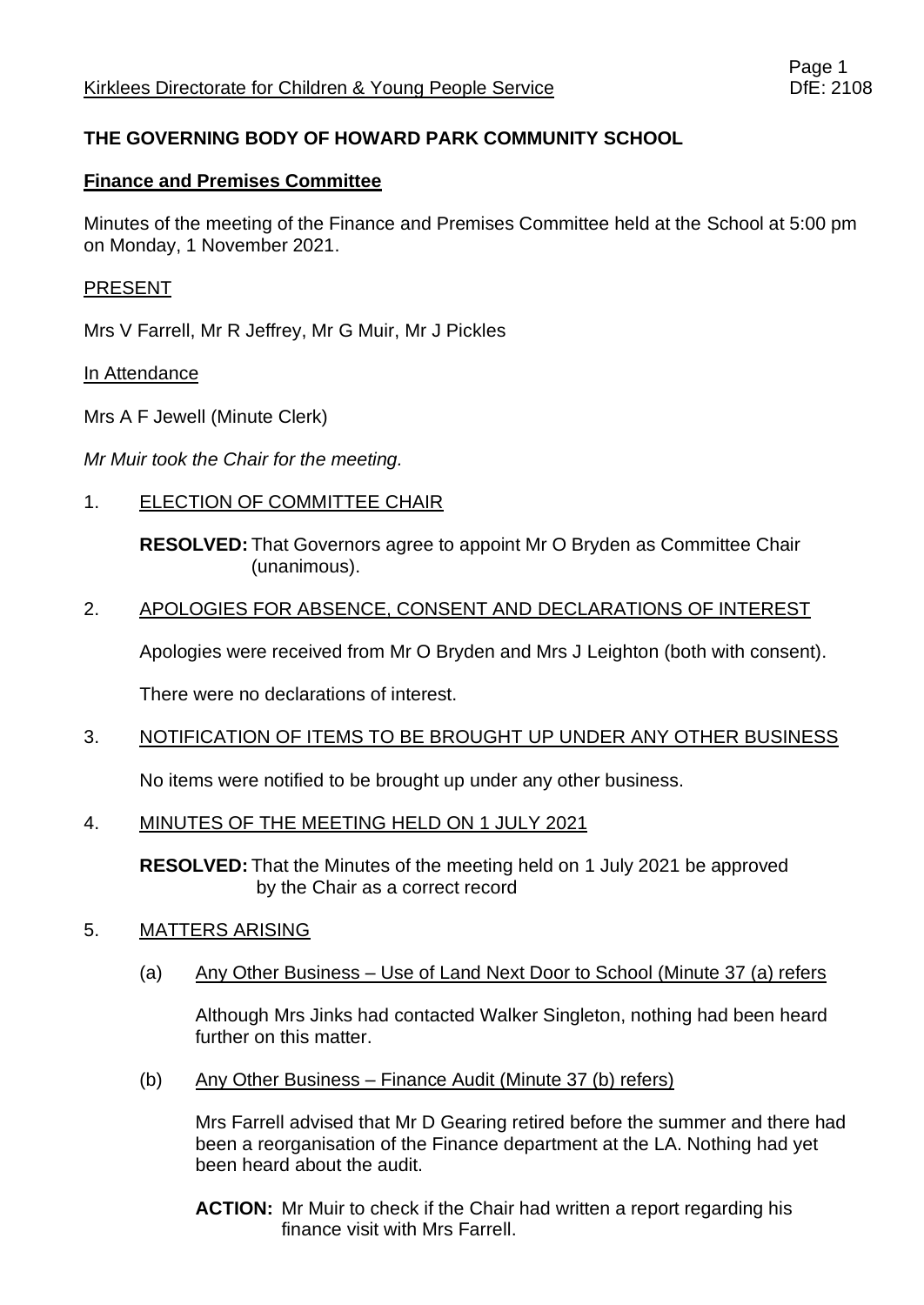Kirklees Directorate for Children & Young People Service — DfE: 2108

**THE GOVERNING BODY OF HOWARD PARK COMMUNITY SCHOOL**

**Finance and Premises Committee**

Minutes of the meeting of the Finance and Premises Committee held at the School at 5:00 pm on Monday, 1 November 2021.

PRESENT

Mrs V Farrell, Mr R Jeffrey, Mr G Muir, Mr J Pickles

In Attendance

Mrs A F Jewell (Minute Clerk)

*Mr Muir took the Chair for the meeting.*

1. ELECTION OF COMMITTEE CHAIR

   **RESOLVED:** That Governors agree to appoint Mr O Bryden as Committee Chair (unanimous).

2. APOLOGIES FOR ABSENCE, CONSENT AND DECLARATIONS OF INTEREST

   Apologies were received from Mr O Bryden and Mrs J Leighton (both with consent).

   There were no declarations of interest.

3. NOTIFICATION OF ITEMS TO BE BROUGHT UP UNDER ANY OTHER BUSINESS

   No items were notified to be brought up under any other business.

4. MINUTES OF THE MEETING HELD ON 1 JULY 2021

   **RESOLVED:** That the Minutes of the meeting held on 1 July 2021 be approved by the Chair as a correct record

5. MATTERS ARISING

   (a) Any Other Business – Use of Land Next Door to School (Minute 37 (a) refers

   Although Mrs Jinks had contacted Walker Singleton, nothing had been heard further on this matter.

   (b) Any Other Business – Finance Audit (Minute 37 (b) refers)

   Mrs Farrell advised that Mr D Gearing retired before the summer and there had been a reorganisation of the Finance department at the LA. Nothing had yet been heard about the audit.

   **ACTION:** Mr Muir to check if the Chair had written a report regarding his finance visit with Mrs Farrell.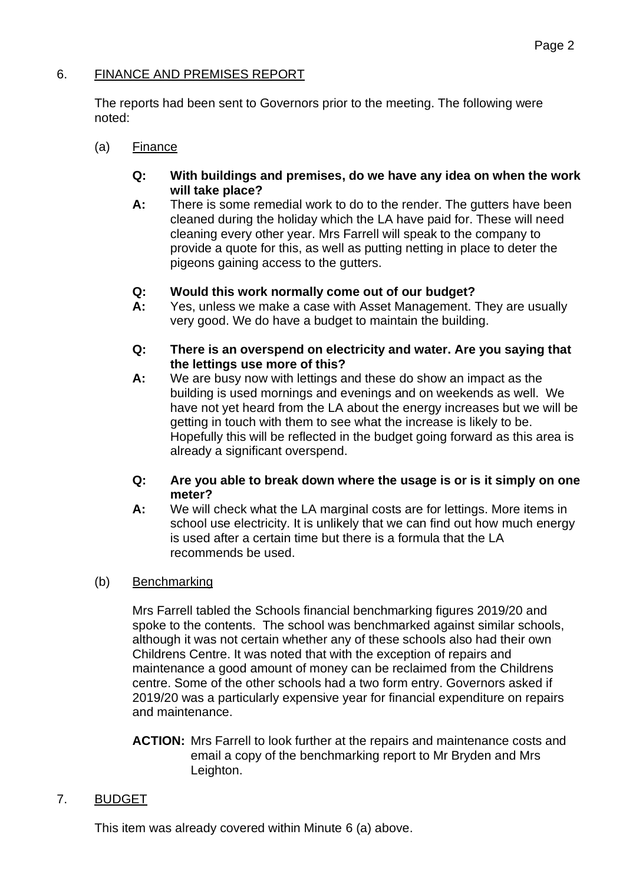## 6. FINANCE AND PREMISES REPORT

The reports had been sent to Governors prior to the meeting. The following were noted:

### (a) Finance

**Q: With buildings and premises, do we have any idea on when the work will take place?**

**A:** There is some remedial work to do to the render. The gutters have been cleaned during the holiday which the LA have paid for. These will need cleaning every other year. Mrs Farrell will speak to the company to provide a quote for this, as well as putting netting in place to deter the pigeons gaining access to the gutters.

**Q: Would this work normally come out of our budget?**

**A:** Yes, unless we make a case with Asset Management. They are usually very good. We do have a budget to maintain the building.

**Q: There is an overspend on electricity and water. Are you saying that the lettings use more of this?**

**A:** We are busy now with lettings and these do show an impact as the building is used mornings and evenings and on weekends as well. We have not yet heard from the LA about the energy increases but we will be getting in touch with them to see what the increase is likely to be. Hopefully this will be reflected in the budget going forward as this area is already a significant overspend.

**Q: Are you able to break down where the usage is or is it simply on one meter?**

**A:** We will check what the LA marginal costs are for lettings. More items in school use electricity. It is unlikely that we can find out how much energy is used after a certain time but there is a formula that the LA recommends be used.

### (b) Benchmarking

Mrs Farrell tabled the Schools financial benchmarking figures 2019/20 and spoke to the contents. The school was benchmarked against similar schools, although it was not certain whether any of these schools also had their own Childrens Centre. It was noted that with the exception of repairs and maintenance a good amount of money can be reclaimed from the Childrens centre. Some of the other schools had a two form entry. Governors asked if 2019/20 was a particularly expensive year for financial expenditure on repairs and maintenance.

**ACTION:** Mrs Farrell to look further at the repairs and maintenance costs and email a copy of the benchmarking report to Mr Bryden and Mrs Leighton.

## 7. BUDGET

This item was already covered within Minute 6 (a) above.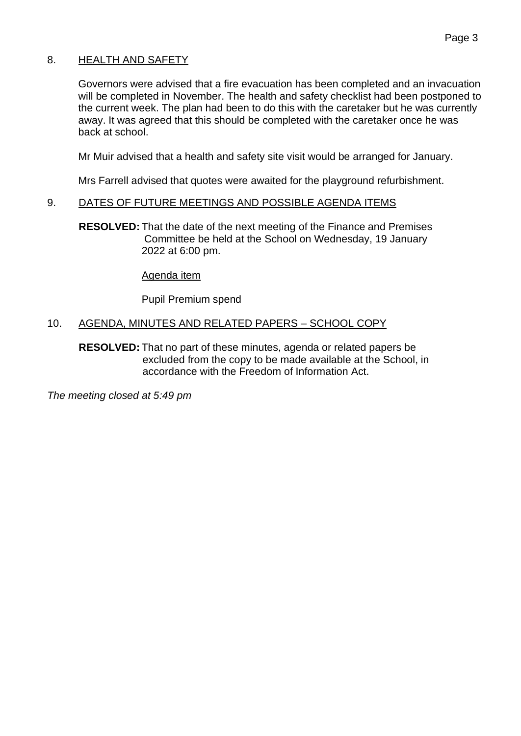## 8. HEALTH AND SAFETY

Governors were advised that a fire evacuation has been completed and an invacuation will be completed in November. The health and safety checklist had been postponed to the current week. The plan had been to do this with the caretaker but he was currently away. It was agreed that this should be completed with the caretaker once he was back at school.

Mr Muir advised that a health and safety site visit would be arranged for January.

Mrs Farrell advised that quotes were awaited for the playground refurbishment.

## 9. DATES OF FUTURE MEETINGS AND POSSIBLE AGENDA ITEMS

**RESOLVED:** That the date of the next meeting of the Finance and Premises Committee be held at the School on Wednesday, 19 January 2022 at 6:00 pm.

Agenda item

Pupil Premium spend

## 10. AGENDA, MINUTES AND RELATED PAPERS – SCHOOL COPY

**RESOLVED:** That no part of these minutes, agenda or related papers be excluded from the copy to be made available at the School, in accordance with the Freedom of Information Act.

*The meeting closed at 5:49 pm*